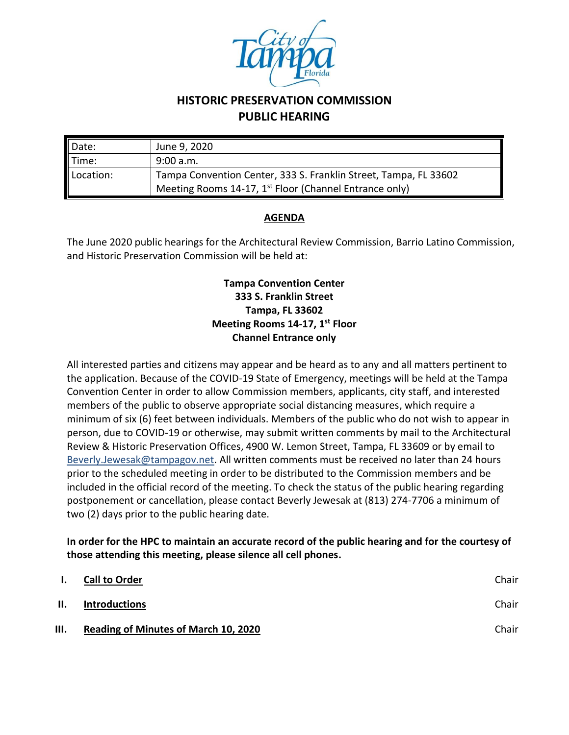# HISTORIC PRESERVATION COMMISSION
## PUBLIC HEARING

| Date: | June 9, 2020 |
|---|---|
| Time: | 9:00 a.m. |
| Location: | Tampa Convention Center, 333 S. Franklin Street, Tampa, FL 33602<br>Meeting Rooms 14-17, 1st Floor (Channel Entrance only) |

### AGENDA

The June 2020 public hearings for the Architectural Review Commission, Barrio Latino Commission, and Historic Preservation Commission will be held at:

**Tampa Convention Center**
**333 S. Franklin Street**
**Tampa, FL 33602**
**Meeting Rooms 14-17, 1st Floor**
**Channel Entrance only**

All interested parties and citizens may appear and be heard as to any and all matters pertinent to the application. Because of the COVID-19 State of Emergency, meetings will be held at the Tampa Convention Center in order to allow Commission members, applicants, city staff, and interested members of the public to observe appropriate social distancing measures, which require a minimum of six (6) feet between individuals. Members of the public who do not wish to appear in person, due to COVID-19 or otherwise, may submit written comments by mail to the Architectural Review & Historic Preservation Offices, 4900 W. Lemon Street, Tampa, FL 33609 or by email to Beverly.Jewesak@tampagov.net. All written comments must be received no later than 24 hours prior to the scheduled meeting in order to be distributed to the Commission members and be included in the official record of the meeting. To check the status of the public hearing regarding postponement or cancellation, please contact Beverly Jewesak at (813) 274-7706 a minimum of two (2) days prior to the public hearing date.

**In order for the HPC to maintain an accurate record of the public hearing and for the courtesy of those attending this meeting, please silence all cell phones.**

| | | |
|---|---|---|
| **I.** | **Call to Order** | Chair |
| **II.** | **Introductions** | Chair |
| **III.** | **Reading of Minutes of March 10, 2020** | Chair |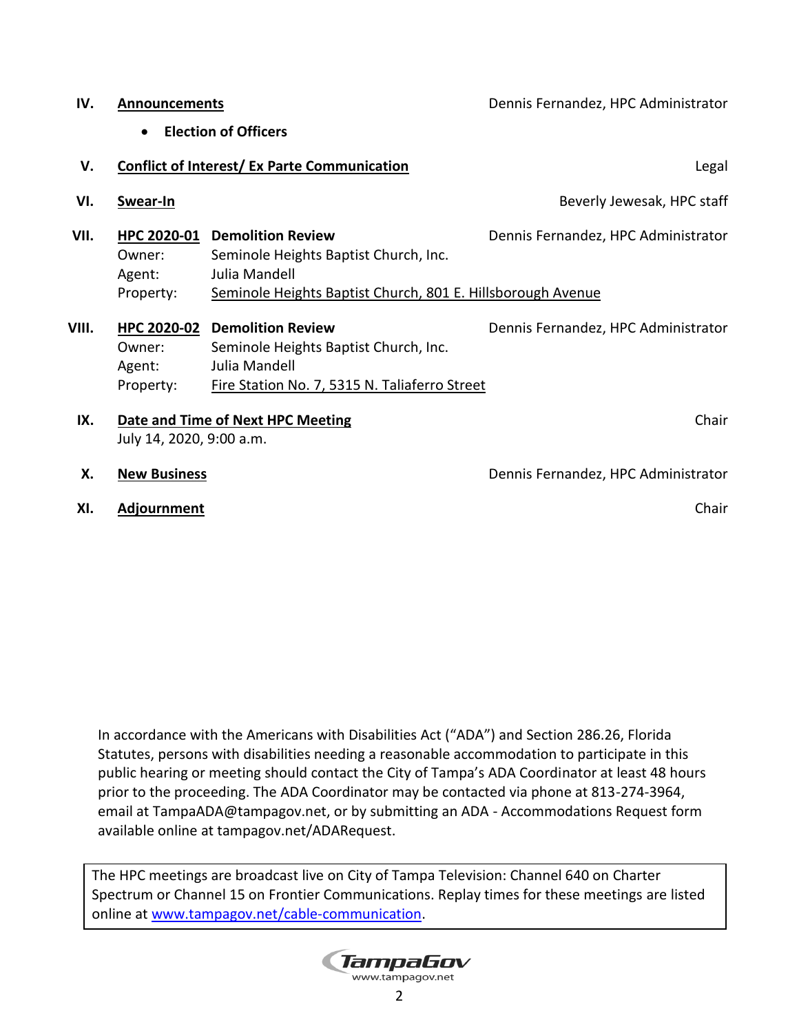**IV. Announcements** — Dennis Fernandez, HPC Administrator

- **Election of Officers**

**V. Conflict of Interest/ Ex Parte Communication** — Legal

**VI. Swear-In** — Beverly Jewesak, HPC staff

**VII. HPC 2020-01 Demolition Review** — Dennis Fernandez, HPC Administrator

Owner: Seminole Heights Baptist Church, Inc.
Agent: Julia Mandell
Property: Seminole Heights Baptist Church, 801 E. Hillsborough Avenue

**VIII. HPC 2020-02 Demolition Review** — Dennis Fernandez, HPC Administrator

Owner: Seminole Heights Baptist Church, Inc.
Agent: Julia Mandell
Property: Fire Station No. 7, 5315 N. Taliaferro Street

**IX. Date and Time of Next HPC Meeting** — Chair

July 14, 2020, 9:00 a.m.

**X. New Business** — Dennis Fernandez, HPC Administrator

**XI. Adjournment** — Chair

In accordance with the Americans with Disabilities Act ("ADA") and Section 286.26, Florida Statutes, persons with disabilities needing a reasonable accommodation to participate in this public hearing or meeting should contact the City of Tampa's ADA Coordinator at least 48 hours prior to the proceeding. The ADA Coordinator may be contacted via phone at 813-274-3964, email at TampaADA@tampagov.net, or by submitting an ADA - Accommodations Request form available online at tampagov.net/ADARequest.

The HPC meetings are broadcast live on City of Tampa Television: Channel 640 on Charter Spectrum or Channel 15 on Frontier Communications. Replay times for these meetings are listed online at www.tampagov.net/cable-communication.

TampaGov
www.tampagov.net